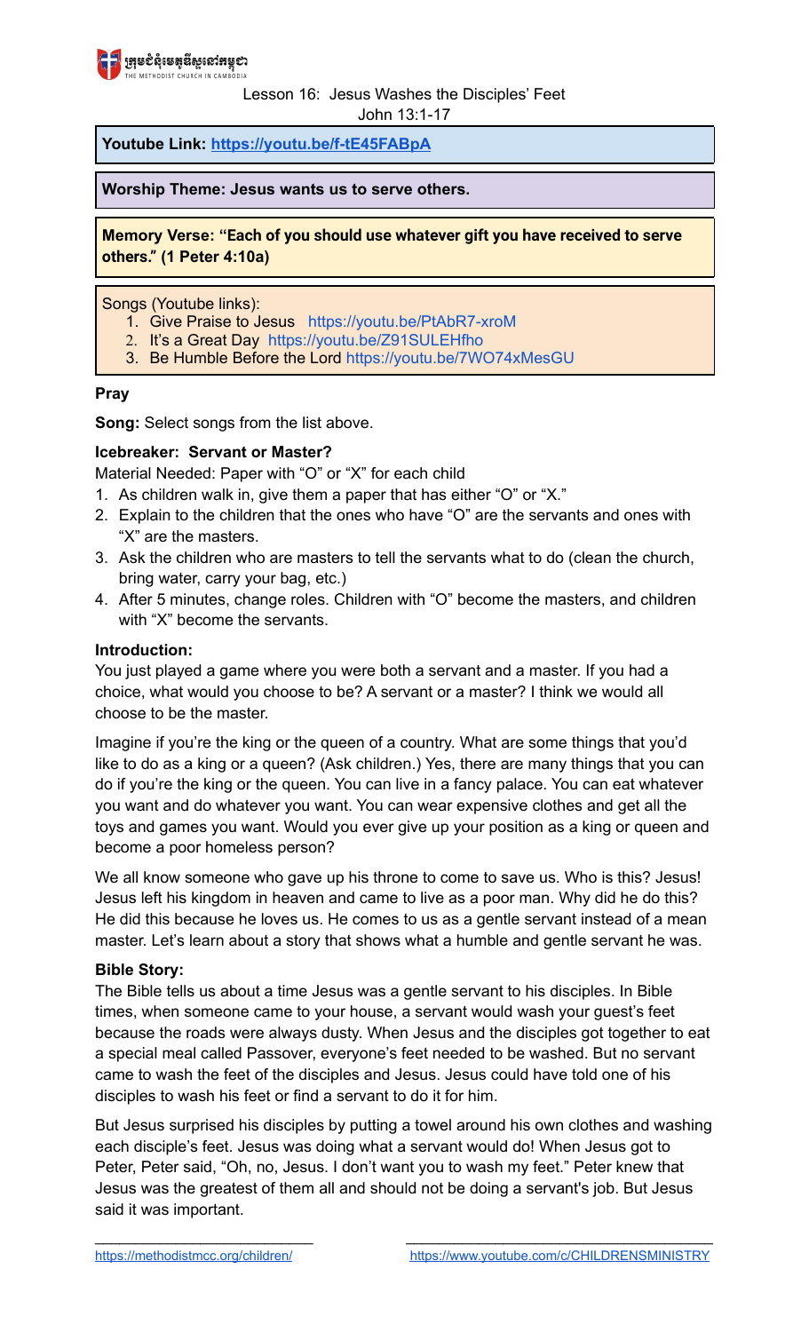Lesson 16: Jesus Washes the Disciples' Feet
John 13:1-17

**Youtube Link: https://youtu.be/f-tE45FABpA**

**Worship Theme: Jesus wants us to serve others.**

**Memory Verse: "Each of you should use whatever gift you have received to serve others." (1 Peter 4:10a)**

Songs (Youtube links):

1. Give Praise to Jesus https://youtu.be/PtAbR7-xroM
2. It's a Great Day https://youtu.be/Z91SULEHfho
3. Be Humble Before the Lord https://youtu.be/7WO74xMesGU

**Pray**

**Song:** Select songs from the list above.

**Icebreaker: Servant or Master?**

Material Needed: Paper with "O" or "X" for each child

1. As children walk in, give them a paper that has either "O" or "X."
2. Explain to the children that the ones who have "O" are the servants and ones with "X" are the masters.
3. Ask the children who are masters to tell the servants what to do (clean the church, bring water, carry your bag, etc.)
4. After 5 minutes, change roles. Children with "O" become the masters, and children with "X" become the servants.

**Introduction:**

You just played a game where you were both a servant and a master. If you had a choice, what would you choose to be? A servant or a master? I think we would all choose to be the master.

Imagine if you're the king or the queen of a country. What are some things that you'd like to do as a king or a queen? (Ask children.) Yes, there are many things that you can do if you're the king or the queen. You can live in a fancy palace. You can eat whatever you want and do whatever you want. You can wear expensive clothes and get all the toys and games you want. Would you ever give up your position as a king or queen and become a poor homeless person?

We all know someone who gave up his throne to come to save us. Who is this? Jesus! Jesus left his kingdom in heaven and came to live as a poor man. Why did he do this? He did this because he loves us. He comes to us as a gentle servant instead of a mean master. Let's learn about a story that shows what a humble and gentle servant he was.

**Bible Story:**

The Bible tells us about a time Jesus was a gentle servant to his disciples. In Bible times, when someone came to your house, a servant would wash your guest's feet because the roads were always dusty. When Jesus and the disciples got together to eat a special meal called Passover, everyone's feet needed to be washed. But no servant came to wash the feet of the disciples and Jesus. Jesus could have told one of his disciples to wash his feet or find a servant to do it for him.

But Jesus surprised his disciples by putting a towel around his own clothes and washing each disciple's feet. Jesus was doing what a servant would do! When Jesus got to Peter, Peter said, "Oh, no, Jesus. I don't want you to wash my feet." Peter knew that Jesus was the greatest of them all and should not be doing a servant's job. But Jesus said it was important.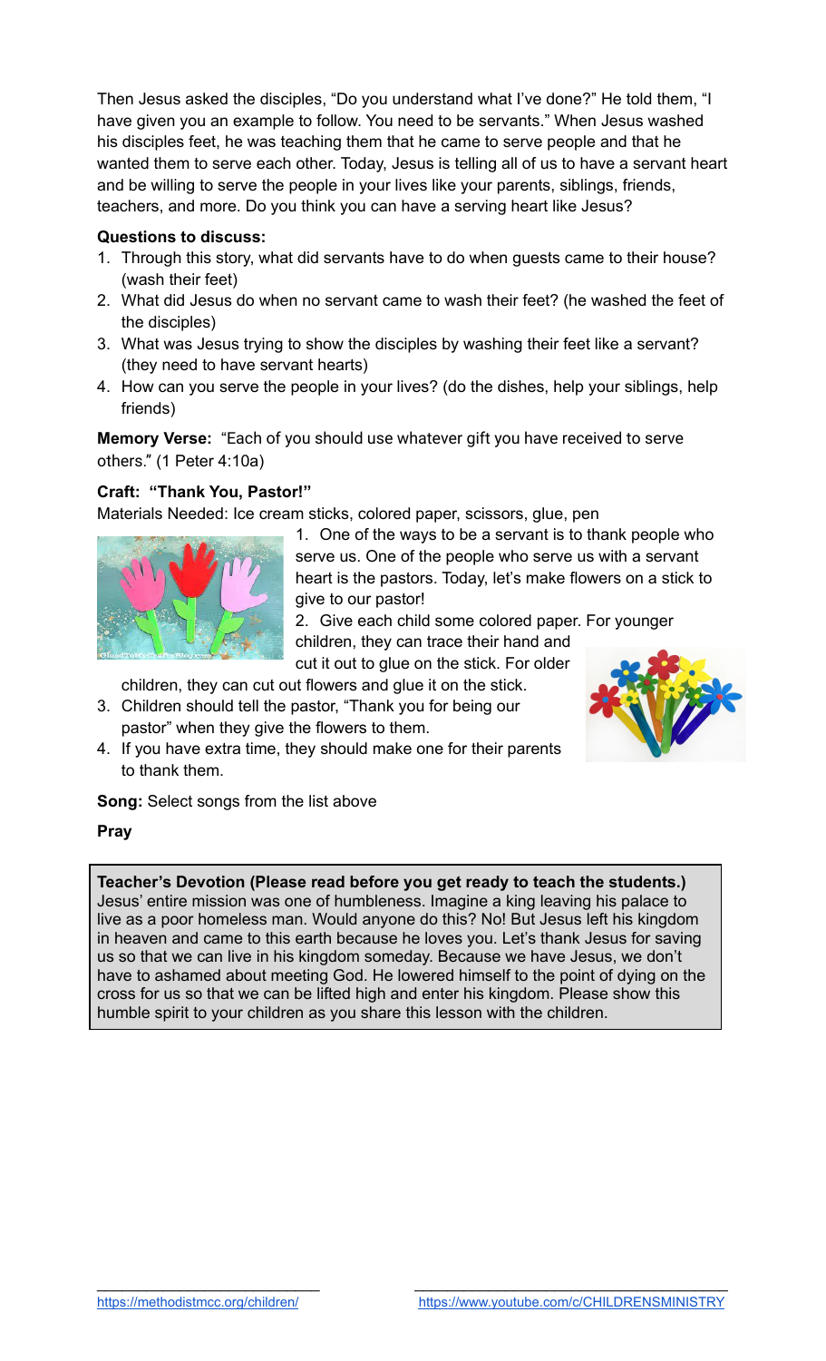Then Jesus asked the disciples, "Do you understand what I've done?" He told them, "I have given you an example to follow. You need to be servants." When Jesus washed his disciples feet, he was teaching them that he came to serve people and that he wanted them to serve each other. Today, Jesus is telling all of us to have a servant heart and be willing to serve the people in your lives like your parents, siblings, friends, teachers, and more. Do you think you can have a serving heart like Jesus?

**Questions to discuss:**

1. Through this story, what did servants have to do when guests came to their house? (wash their feet)
2. What did Jesus do when no servant came to wash their feet? (he washed the feet of the disciples)
3. What was Jesus trying to show the disciples by washing their feet like a servant? (they need to have servant hearts)
4. How can you serve the people in your lives? (do the dishes, help your siblings, help friends)

**Memory Verse:** "Each of you should use whatever gift you have received to serve others." (1 Peter 4:10a)

**Craft: "Thank You, Pastor!"**

Materials Needed: Ice cream sticks, colored paper, scissors, glue, pen

1. One of the ways to be a servant is to thank people who serve us. One of the people who serve us with a servant heart is the pastors. Today, let's make flowers on a stick to give to our pastor!
2. Give each child some colored paper. For younger children, they can trace their hand and cut it out to glue on the stick. For older children, they can cut out flowers and glue it on the stick.
3. Children should tell the pastor, "Thank you for being our pastor" when they give the flowers to them.
4. If you have extra time, they should make one for their parents to thank them.

**Song:** Select songs from the list above

**Pray**

**Teacher's Devotion (Please read before you get ready to teach the students.)**
Jesus' entire mission was one of humbleness. Imagine a king leaving his palace to live as a poor homeless man. Would anyone do this? No! But Jesus left his kingdom in heaven and came to this earth because he loves you. Let's thank Jesus for saving us so that we can live in his kingdom someday. Because we have Jesus, we don't have to ashamed about meeting God. He lowered himself to the point of dying on the cross for us so that we can be lifted high and enter his kingdom. Please show this humble spirit to your children as you share this lesson with the children.

https://methodistmcc.org/children/ https://www.youtube.com/c/CHILDRENSMINISTRY